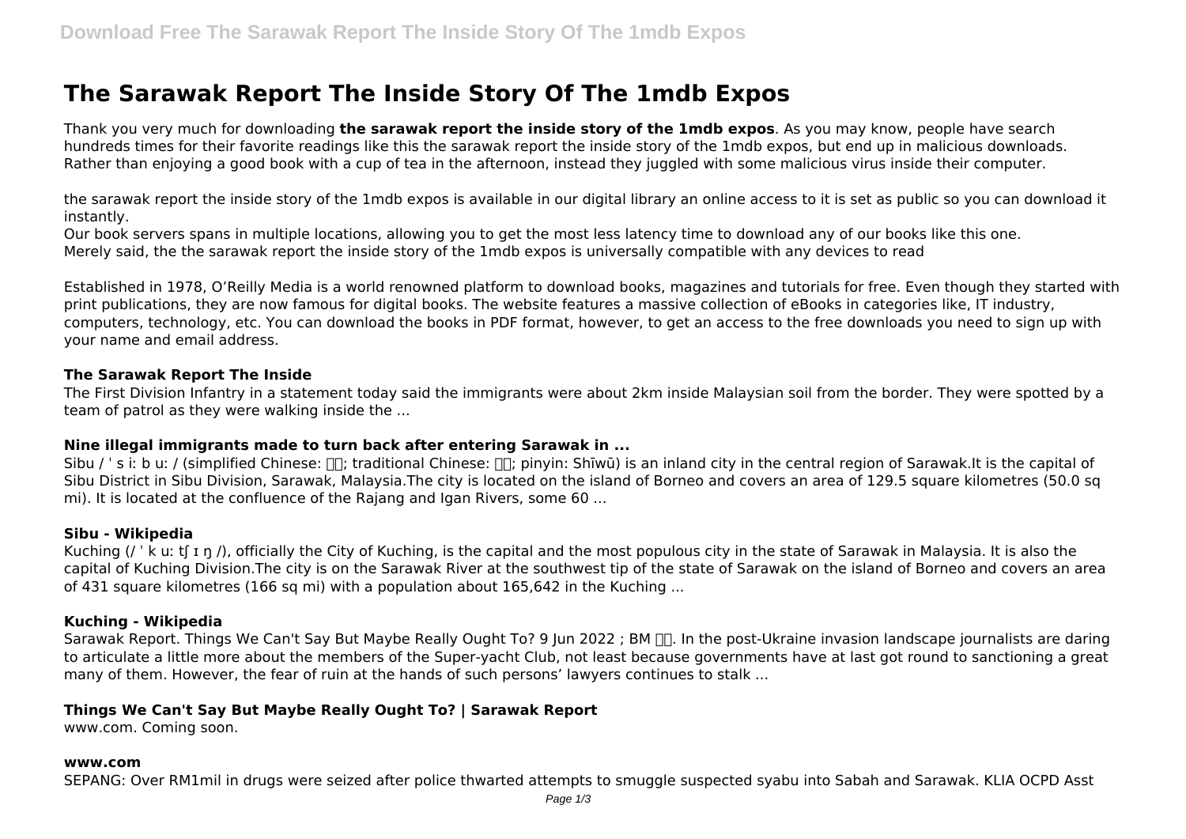# The Sarawak Report The Inside Story Of The 1mdb Expos

Thank you very much for downloading **the sarawak report the inside story of the 1mdb expos**. As you may know, people have search hundreds times for their favorite readings like this the sarawak report the inside story of the 1mdb expos, but end up in malicious downloads. Rather than enjoying a good book with a cup of tea in the afternoon, instead they juggled with some malicious virus inside their computer.

the sarawak report the inside story of the 1mdb expos is available in our digital library an online access to it is set as public so you can download it instantly.
Our book servers spans in multiple locations, allowing you to get the most less latency time to download any of our books like this one.
Merely said, the the sarawak report the inside story of the 1mdb expos is universally compatible with any devices to read

Established in 1978, O'Reilly Media is a world renowned platform to download books, magazines and tutorials for free. Even though they started with print publications, they are now famous for digital books. The website features a massive collection of eBooks in categories like, IT industry, computers, technology, etc. You can download the books in PDF format, however, to get an access to the free downloads you need to sign up with your name and email address.

### The Sarawak Report The Inside

The First Division Infantry in a statement today said the immigrants were about 2km inside Malaysian soil from the border. They were spotted by a team of patrol as they were walking inside the ...

### Nine illegal immigrants made to turn back after entering Sarawak in ...

Sibu / ˈ s iː b uː / (simplified Chinese: 诗巫; traditional Chinese: 詩巫; pinyin: Shīwū) is an inland city in the central region of Sarawak.It is the capital of Sibu District in Sibu Division, Sarawak, Malaysia.The city is located on the island of Borneo and covers an area of 129.5 square kilometres (50.0 sq mi). It is located at the confluence of the Rajang and Igan Rivers, some 60 ...

### Sibu - Wikipedia

Kuching (/ ˈ k uː tʃ ɪ ŋ /), officially the City of Kuching, is the capital and the most populous city in the state of Sarawak in Malaysia. It is also the capital of Kuching Division.The city is on the Sarawak River at the southwest tip of the state of Sarawak on the island of Borneo and covers an area of 431 square kilometres (166 sq mi) with a population about 165,642 in the Kuching ...

### Kuching - Wikipedia

Sarawak Report. Things We Can't Say But Maybe Really Ought To? 9 Jun 2022 ; BM 中文. In the post-Ukraine invasion landscape journalists are daring to articulate a little more about the members of the Super-yacht Club, not least because governments have at last got round to sanctioning a great many of them. However, the fear of ruin at the hands of such persons' lawyers continues to stalk ...

### Things We Can't Say But Maybe Really Ought To? | Sarawak Report

www.com. Coming soon.

### www.com

SEPANG: Over RM1mil in drugs were seized after police thwarted attempts to smuggle suspected syabu into Sabah and Sarawak. KLIA OCPD Asst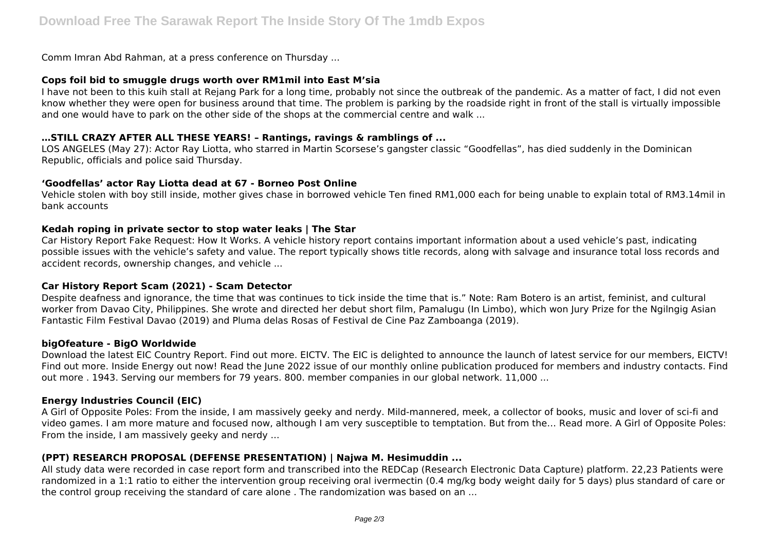Comm Imran Abd Rahman, at a press conference on Thursday ...

### Cops foil bid to smuggle drugs worth over RM1mil into East M'sia

I have not been to this kuih stall at Rejang Park for a long time, probably not since the outbreak of the pandemic. As a matter of fact, I did not even know whether they were open for business around that time. The problem is parking by the roadside right in front of the stall is virtually impossible and one would have to park on the other side of the shops at the commercial centre and walk ...

### …STILL CRAZY AFTER ALL THESE YEARS! – Rantings, ravings & ramblings of ...

LOS ANGELES (May 27): Actor Ray Liotta, who starred in Martin Scorsese's gangster classic "Goodfellas", has died suddenly in the Dominican Republic, officials and police said Thursday.

### 'Goodfellas' actor Ray Liotta dead at 67 - Borneo Post Online

Vehicle stolen with boy still inside, mother gives chase in borrowed vehicle Ten fined RM1,000 each for being unable to explain total of RM3.14mil in bank accounts

### Kedah roping in private sector to stop water leaks | The Star

Car History Report Fake Request: How It Works. A vehicle history report contains important information about a used vehicle's past, indicating possible issues with the vehicle's safety and value. The report typically shows title records, along with salvage and insurance total loss records and accident records, ownership changes, and vehicle ...

### Car History Report Scam (2021) - Scam Detector

Despite deafness and ignorance, the time that was continues to tick inside the time that is." Note: Ram Botero is an artist, feminist, and cultural worker from Davao City, Philippines. She wrote and directed her debut short film, Pamalugu (In Limbo), which won Jury Prize for the Ngilngig Asian Fantastic Film Festival Davao (2019) and Pluma delas Rosas of Festival de Cine Paz Zamboanga (2019).

### bigOfeature - BigO Worldwide

Download the latest EIC Country Report. Find out more. EICTV. The EIC is delighted to announce the launch of latest service for our members, EICTV! Find out more. Inside Energy out now! Read the June 2022 issue of our monthly online publication produced for members and industry contacts. Find out more . 1943. Serving our members for 79 years. 800. member companies in our global network. 11,000 ...

### Energy Industries Council (EIC)

A Girl of Opposite Poles: From the inside, I am massively geeky and nerdy. Mild-mannered, meek, a collector of books, music and lover of sci-fi and video games. I am more mature and focused now, although I am very susceptible to temptation. But from the… Read more. A Girl of Opposite Poles: From the inside, I am massively geeky and nerdy ...

### (PPT) RESEARCH PROPOSAL (DEFENSE PRESENTATION) | Najwa M. Hesimuddin ...

All study data were recorded in case report form and transcribed into the REDCap (Research Electronic Data Capture) platform. 22,23 Patients were randomized in a 1:1 ratio to either the intervention group receiving oral ivermectin (0.4 mg/kg body weight daily for 5 days) plus standard of care or the control group receiving the standard of care alone . The randomization was based on an ...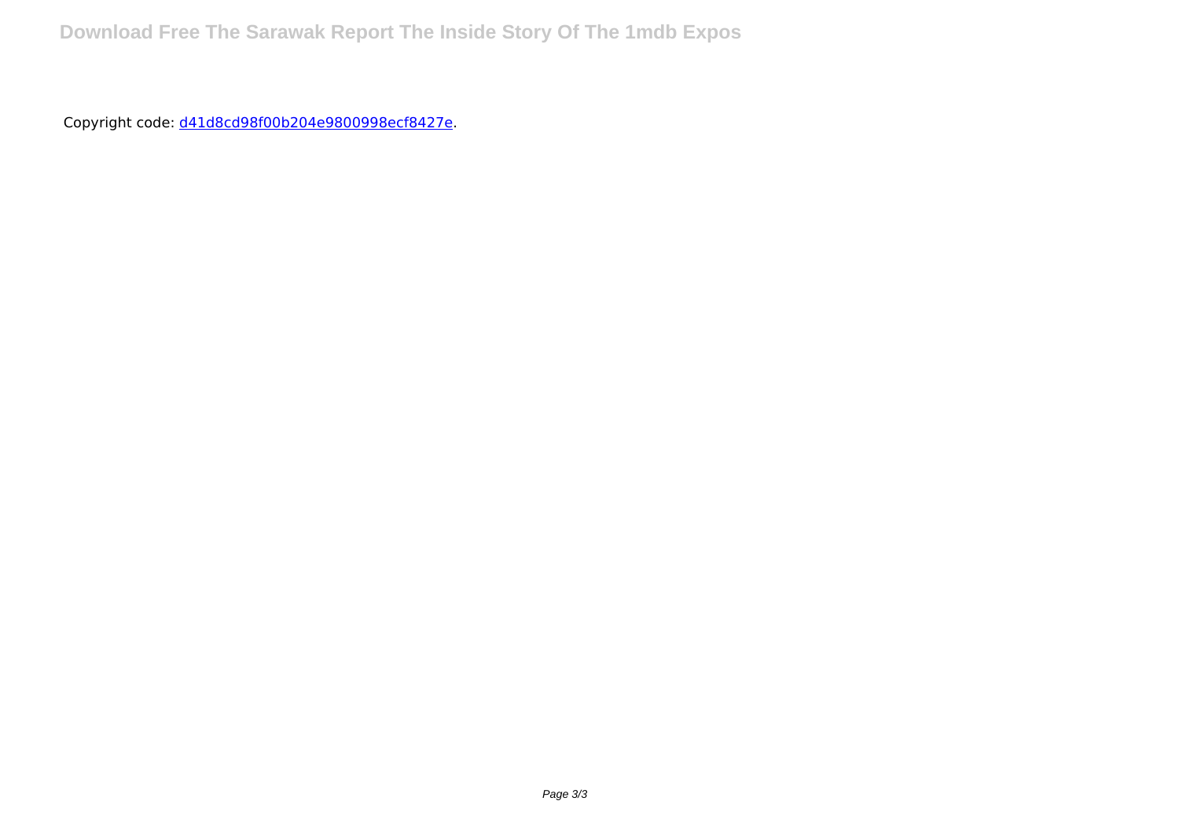Copyright code: d41d8cd98f00b204e9800998ecf8427e.